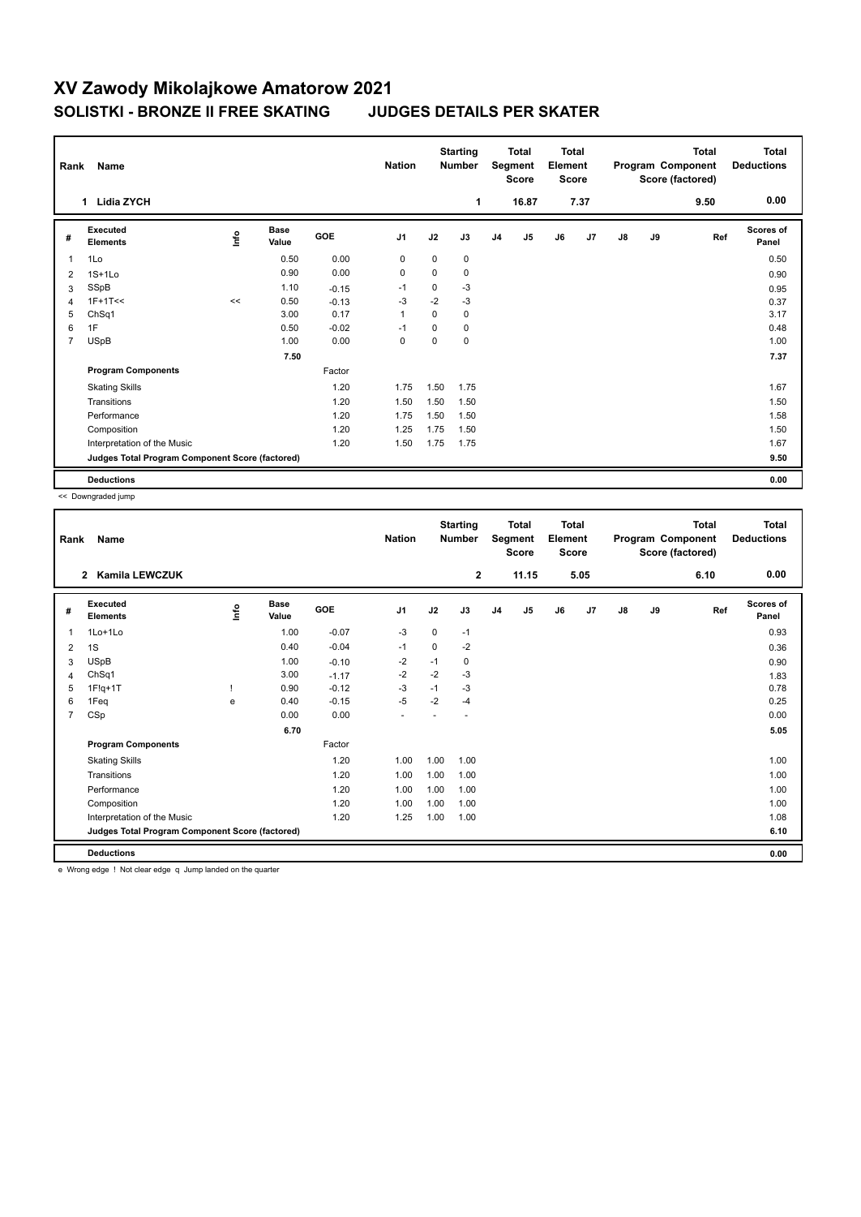# XV Zawody Mikolajkowe Amatorow 2021

## SOLISTKI - BRONZE II FREE SKATING JUDGES DETAILS PER SKATER

| Rank | Name | Nation | Starting Number | Total Segment Score | Total Element Score | Total Program Component Score (factored) | Total Deductions |
|---|---|---|---|---|---|---|---|
| 1 | Lidia ZYCH | | 1 | 16.87 | 7.37 | 9.50 | 0.00 |

| # | Executed Elements | Info | Base Value | GOE | J1 | J2 | J3 | J4 | J5 | J6 | J7 | J8 | J9 | Ref | Scores of Panel |
|---|---|---|---|---|---|---|---|---|---|---|---|---|---|---|---|
| 1 | 1Lo | | 0.50 | 0.00 | 0 | 0 | 0 | | | | | | | | 0.50 |
| 2 | 1S+1Lo | | 0.90 | 0.00 | 0 | 0 | 0 | | | | | | | | 0.90 |
| 3 | SSpB | | 1.10 | -0.15 | -1 | 0 | -3 | | | | | | | | 0.95 |
| 4 | 1F+1T<< | << | 0.50 | -0.13 | -3 | -2 | -3 | | | | | | | | 0.37 |
| 5 | ChSq1 | | 3.00 | 0.17 | 1 | 0 | 0 | | | | | | | | 3.17 |
| 6 | 1F | | 0.50 | -0.02 | -1 | 0 | 0 | | | | | | | | 0.48 |
| 7 | USpB | | 1.00 | 0.00 | 0 | 0 | 0 | | | | | | | | 1.00 |
| | | | 7.50 | | | | | | | | | | | | 7.37 |
| | **Program Components** | | | Factor | | | | | | | | | | | |
| | Skating Skills | | | 1.20 | 1.75 | 1.50 | 1.75 | | | | | | | | 1.67 |
| | Transitions | | | 1.20 | 1.50 | 1.50 | 1.50 | | | | | | | | 1.50 |
| | Performance | | | 1.20 | 1.75 | 1.50 | 1.50 | | | | | | | | 1.58 |
| | Composition | | | 1.20 | 1.25 | 1.75 | 1.50 | | | | | | | | 1.50 |
| | Interpretation of the Music | | | 1.20 | 1.50 | 1.75 | 1.75 | | | | | | | | 1.67 |
| | **Judges Total Program Component Score (factored)** | | | | | | | | | | | | | | 9.50 |
| | **Deductions** | | | | | | | | | | | | | | 0.00 |

<< Downgraded jump

| Rank | Name | Nation | Starting Number | Total Segment Score | Total Element Score | Total Program Component Score (factored) | Total Deductions |
|---|---|---|---|---|---|---|---|
| 2 | Kamila LEWCZUK | | 2 | 11.15 | 5.05 | 6.10 | 0.00 |

| # | Executed Elements | Info | Base Value | GOE | J1 | J2 | J3 | J4 | J5 | J6 | J7 | J8 | J9 | Ref | Scores of Panel |
|---|---|---|---|---|---|---|---|---|---|---|---|---|---|---|---|
| 1 | 1Lo+1Lo | | 1.00 | -0.07 | -3 | 0 | -1 | | | | | | | | 0.93 |
| 2 | 1S | | 0.40 | -0.04 | -1 | 0 | -2 | | | | | | | | 0.36 |
| 3 | USpB | | 1.00 | -0.10 | -2 | -1 | 0 | | | | | | | | 0.90 |
| 4 | ChSq1 | | 3.00 | -1.17 | -2 | -2 | -3 | | | | | | | | 1.83 |
| 5 | 1F!q+1T | ! | 0.90 | -0.12 | -3 | -1 | -3 | | | | | | | | 0.78 |
| 6 | 1Feq | e | 0.40 | -0.15 | -5 | -2 | -4 | | | | | | | | 0.25 |
| 7 | CSp | | 0.00 | 0.00 | - | - | - | | | | | | | | 0.00 |
| | | | 6.70 | | | | | | | | | | | | 5.05 |
| | **Program Components** | | | Factor | | | | | | | | | | | |
| | Skating Skills | | | 1.20 | 1.00 | 1.00 | 1.00 | | | | | | | | 1.00 |
| | Transitions | | | 1.20 | 1.00 | 1.00 | 1.00 | | | | | | | | 1.00 |
| | Performance | | | 1.20 | 1.00 | 1.00 | 1.00 | | | | | | | | 1.00 |
| | Composition | | | 1.20 | 1.00 | 1.00 | 1.00 | | | | | | | | 1.00 |
| | Interpretation of the Music | | | 1.20 | 1.25 | 1.00 | 1.00 | | | | | | | | 1.08 |
| | **Judges Total Program Component Score (factored)** | | | | | | | | | | | | | | 6.10 |
| | **Deductions** | | | | | | | | | | | | | | 0.00 |

e Wrong edge ! Not clear edge q Jump landed on the quarter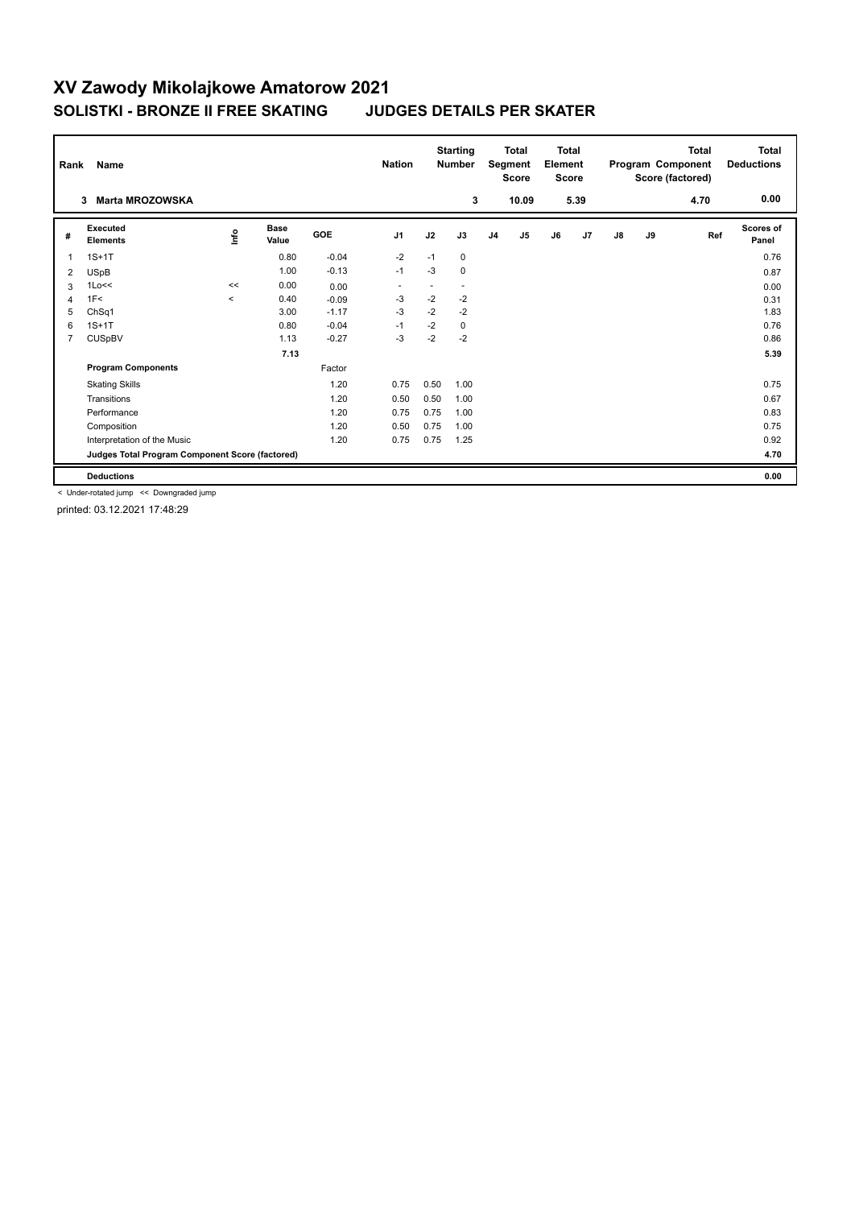# XV Zawody Mikolajkowe Amatorow 2021

## SOLISTKI - BRONZE II FREE SKATING JUDGES DETAILS PER SKATER

| Rank | Name | Nation | Starting Number | Total Segment Score | Total Element Score | Total Program Component Score (factored) | Total Deductions |
|---|---|---|---|---|---|---|---|
| 3 | Marta MROZOWSKA | | 3 | 10.09 | 5.39 | 4.70 | 0.00 |

| # | Executed Elements | Info | Base Value | GOE | J1 | J2 | J3 | J4 | J5 | J6 | J7 | J8 | J9 | Ref | Scores of Panel |
|---|---|---|---|---|---|---|---|---|---|---|---|---|---|---|---|
| 1 | 1S+1T | | 0.80 | -0.04 | -2 | -1 | 0 | | | | | | | | 0.76 |
| 2 | USpB | | 1.00 | -0.13 | -1 | -3 | 0 | | | | | | | | 0.87 |
| 3 | 1Lo<< | << | 0.00 | 0.00 | - | - | - | | | | | | | | 0.00 |
| 4 | 1F< | < | 0.40 | -0.09 | -3 | -2 | -2 | | | | | | | | 0.31 |
| 5 | ChSq1 | | 3.00 | -1.17 | -3 | -2 | -2 | | | | | | | | 1.83 |
| 6 | 1S+1T | | 0.80 | -0.04 | -1 | -2 | 0 | | | | | | | | 0.76 |
| 7 | CUSpBV | | 1.13 | -0.27 | -3 | -2 | -2 | | | | | | | | 0.86 |
| | | | 7.13 | | | | | | | | | | | | 5.39 |
| | **Program Components** | | | Factor | | | | | | | | | | | |
| | Skating Skills | | | 1.20 | 0.75 | 0.50 | 1.00 | | | | | | | | 0.75 |
| | Transitions | | | 1.20 | 0.50 | 0.50 | 1.00 | | | | | | | | 0.67 |
| | Performance | | | 1.20 | 0.75 | 0.75 | 1.00 | | | | | | | | 0.83 |
| | Composition | | | 1.20 | 0.50 | 0.75 | 1.00 | | | | | | | | 0.75 |
| | Interpretation of the Music | | | 1.20 | 0.75 | 0.75 | 1.25 | | | | | | | | 0.92 |
| | **Judges Total Program Component Score (factored)** | | | | | | | | | | | | | | 4.70 |
| | **Deductions** | | | | | | | | | | | | | | 0.00 |

< Under-rotated jump << Downgraded jump

printed: 03.12.2021 17:48:29